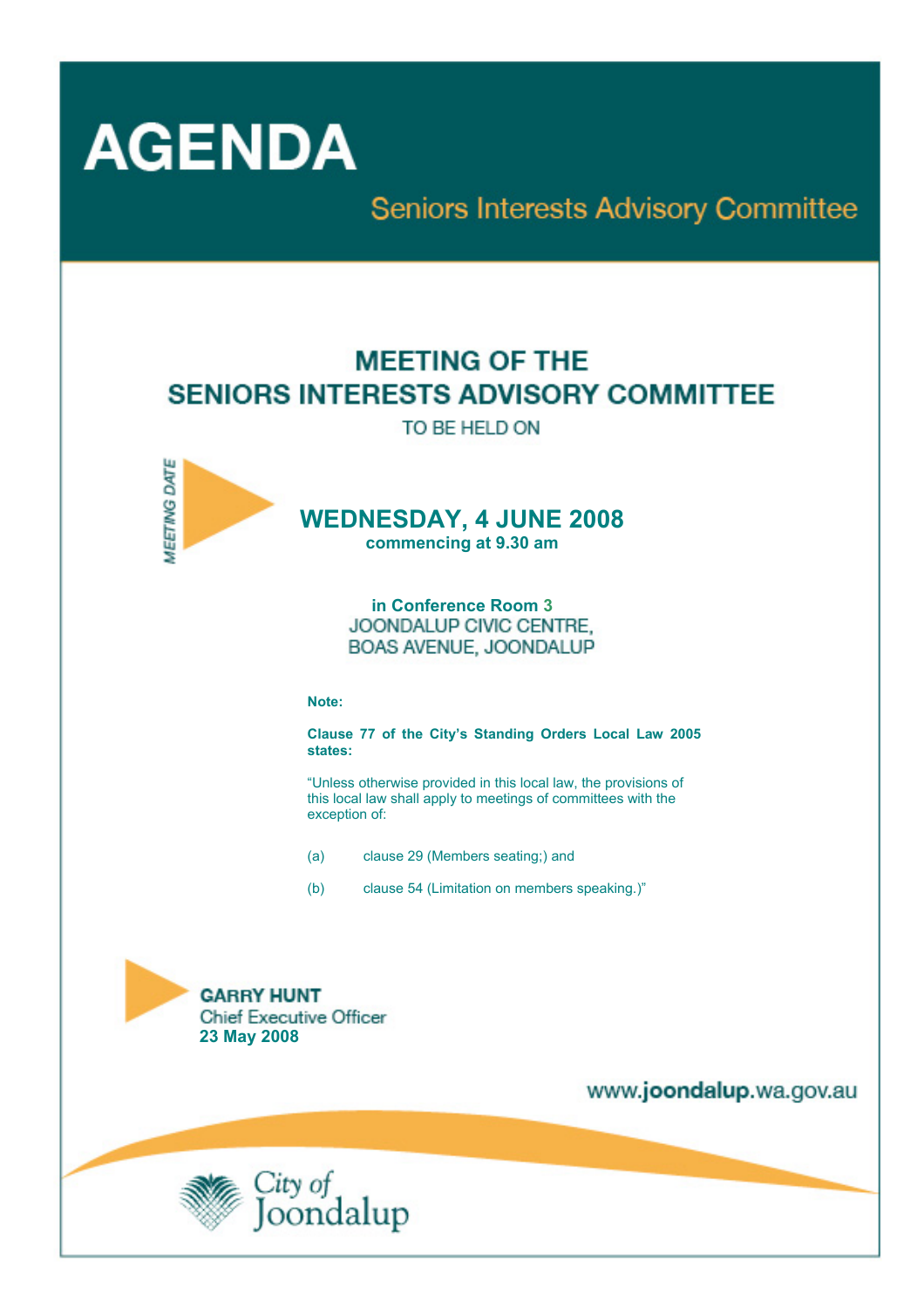# AGENDA

## Seniors Interests Advisory Committee

## MEETING OF THE SENIORS INTERESTS ADVISORY COMMITTEE

TO BE HELD ON

MEETING DATE

## WEDNESDAY, 4 JUNE 2008

**commencing at 9.30 am**

**in Conference Room 3**
JOONDALUP CIVIC CENTRE,
BOAS AVENUE, JOONDALUP

**Note:**

**Clause 77 of the City's Standing Orders Local Law 2005 states:**

"Unless otherwise provided in this local law, the provisions of this local law shall apply to meetings of committees with the exception of:

(a) clause 29 (Members seating;) and

(b) clause 54 (Limitation on members speaking.)"

**GARRY HUNT**
Chief Executive Officer
**23 May 2008**

www.joondalup.wa.gov.au

City of Joondalup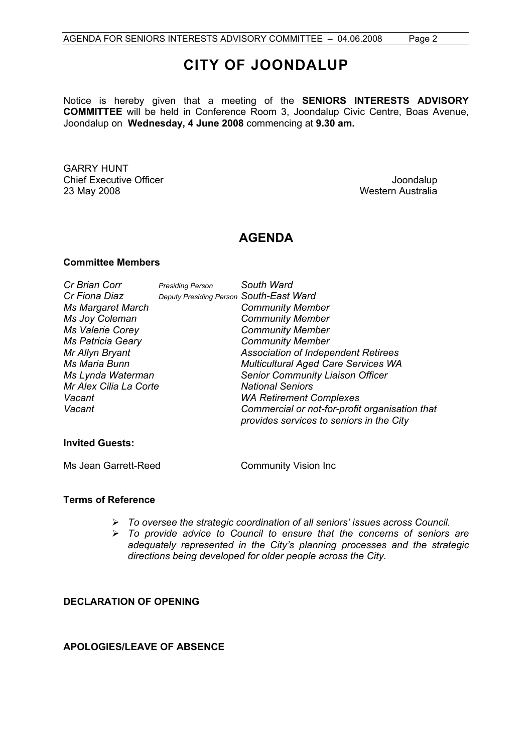# CITY OF JOONDALUP

Notice is hereby given that a meeting of the **SENIORS INTERESTS ADVISORY COMMITTEE** will be held in Conference Room 3, Joondalup Civic Centre, Boas Avenue, Joondalup on **Wednesday, 4 June 2008** commencing at **9.30 am.**

GARRY HUNT
Chief Executive Officer
23 May 2008

Joondalup
Western Australia

## AGENDA

**Committee Members**

| | | |
|---|---|---|
| *Cr Brian Corr* | *Presiding Person* | *South Ward* |
| *Cr Fiona Diaz* | *Deputy Presiding Person* | *South-East Ward* |
| *Ms Margaret March* | | *Community Member* |
| *Ms Joy Coleman* | | *Community Member* |
| *Ms Valerie Corey* | | *Community Member* |
| *Ms Patricia Geary* | | *Community Member* |
| *Mr Allyn Bryant* | | *Association of Independent Retirees* |
| *Ms Maria Bunn* | | *Multicultural Aged Care Services WA* |
| *Ms Lynda Waterman* | | *Senior Community Liaison Officer* |
| *Mr Alex Cilia La Corte* | | *National Seniors* |
| *Vacant* | | *WA Retirement Complexes* |
| *Vacant* | | *Commercial or not-for-profit organisation that provides services to seniors in the City* |

**Invited Guests:**

Ms Jean Garrett-Reed — Community Vision Inc

**Terms of Reference**

- *To oversee the strategic coordination of all seniors' issues across Council.*
- *To provide advice to Council to ensure that the concerns of seniors are adequately represented in the City's planning processes and the strategic directions being developed for older people across the City.*

**DECLARATION OF OPENING**

**APOLOGIES/LEAVE OF ABSENCE**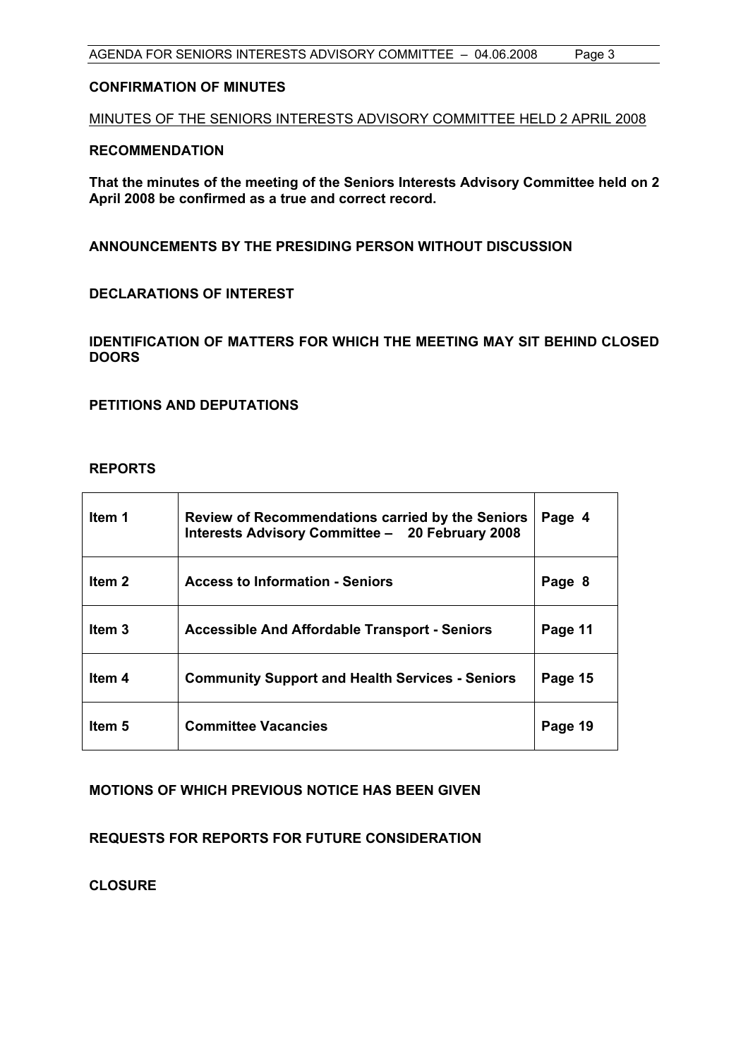**CONFIRMATION OF MINUTES**

MINUTES OF THE SENIORS INTERESTS ADVISORY COMMITTEE HELD 2 APRIL 2008

**RECOMMENDATION**

**That the minutes of the meeting of the Seniors Interests Advisory Committee held on 2 April 2008 be confirmed as a true and correct record.**

**ANNOUNCEMENTS BY THE PRESIDING PERSON WITHOUT DISCUSSION**

**DECLARATIONS OF INTEREST**

**IDENTIFICATION OF MATTERS FOR WHICH THE MEETING MAY SIT BEHIND CLOSED DOORS**

**PETITIONS AND DEPUTATIONS**

**REPORTS**

| | | |
|---|---|---|
| **Item 1** | **Review of Recommendations carried by the Seniors Interests Advisory Committee – 20 February 2008** | **Page 4** |
| **Item 2** | **Access to Information - Seniors** | **Page 8** |
| **Item 3** | **Accessible And Affordable Transport - Seniors** | **Page 11** |
| **Item 4** | **Community Support and Health Services - Seniors** | **Page 15** |
| **Item 5** | **Committee Vacancies** | **Page 19** |

**MOTIONS OF WHICH PREVIOUS NOTICE HAS BEEN GIVEN**

**REQUESTS FOR REPORTS FOR FUTURE CONSIDERATION**

**CLOSURE**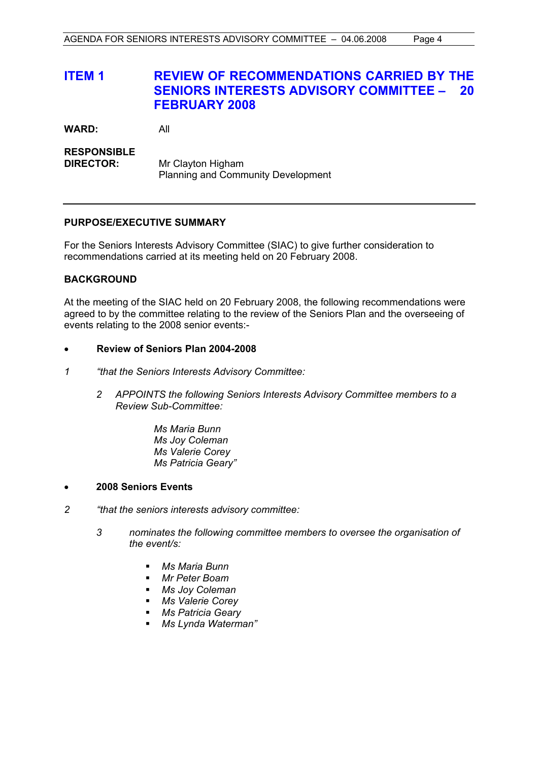# ITEM 1 REVIEW OF RECOMMENDATIONS CARRIED BY THE SENIORS INTERESTS ADVISORY COMMITTEE – 20 FEBRUARY 2008

**WARD:** All

**RESPONSIBLE DIRECTOR:** Mr Clayton Higham
Planning and Community Development

---

## PURPOSE/EXECUTIVE SUMMARY

For the Seniors Interests Advisory Committee (SIAC) to give further consideration to recommendations carried at its meeting held on 20 February 2008.

## BACKGROUND

At the meeting of the SIAC held on 20 February 2008, the following recommendations were agreed to by the committee relating to the review of the Seniors Plan and the overseeing of events relating to the 2008 senior events:-

- **Review of Seniors Plan 2004-2008**

*1 "that the Seniors Interests Advisory Committee:*

*2 APPOINTS the following Seniors Interests Advisory Committee members to a Review Sub-Committee:*

*Ms Maria Bunn*
*Ms Joy Coleman*
*Ms Valerie Corey*
*Ms Patricia Geary"*

- **2008 Seniors Events**

*2 "that the seniors interests advisory committee:*

*3 nominates the following committee members to oversee the organisation of the event/s:*

- *Ms Maria Bunn*
- *Mr Peter Boam*
- *Ms Joy Coleman*
- *Ms Valerie Corey*
- *Ms Patricia Geary*
- *Ms Lynda Waterman"*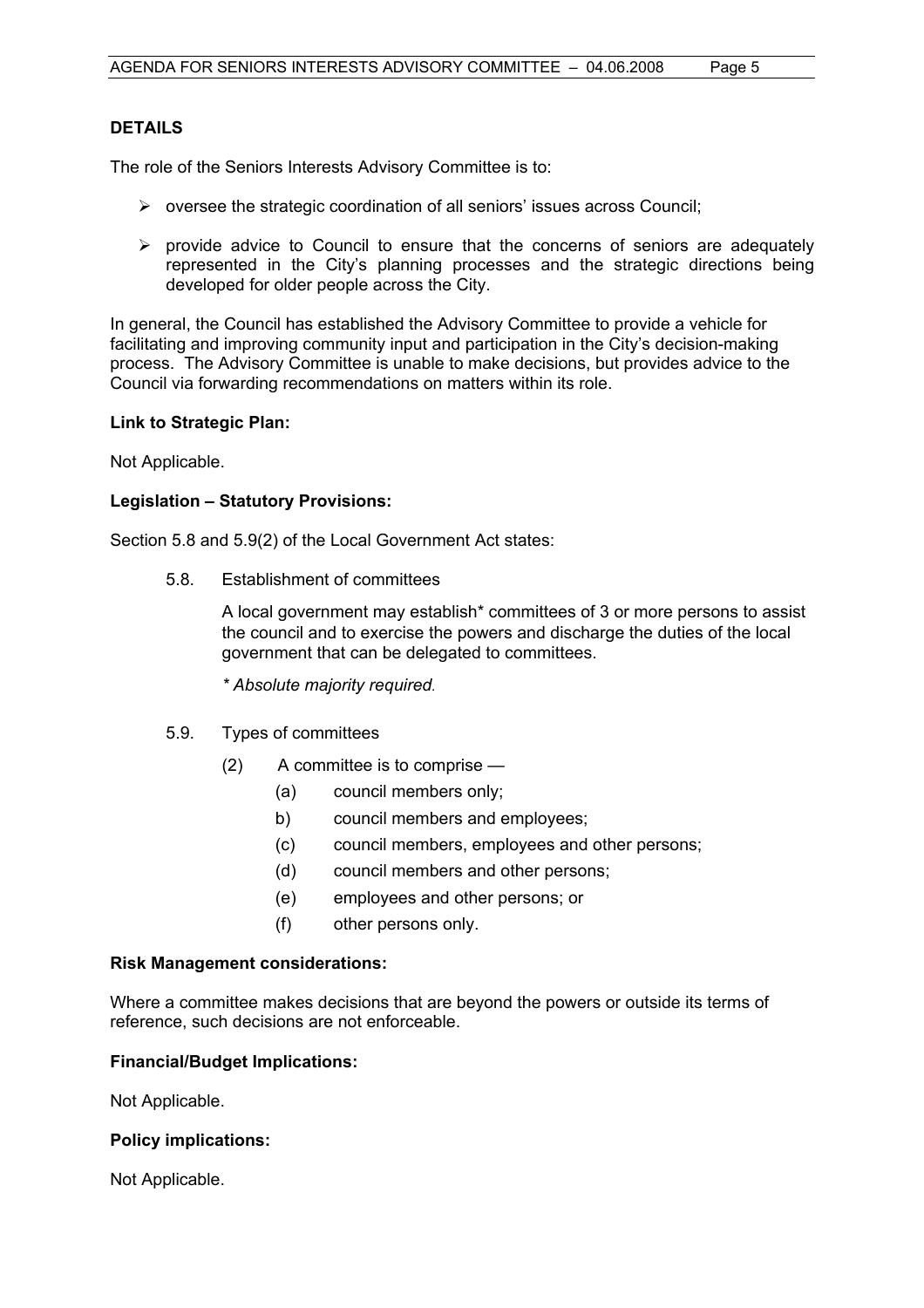**DETAILS**

The role of the Seniors Interests Advisory Committee is to:

- oversee the strategic coordination of all seniors' issues across Council;
- provide advice to Council to ensure that the concerns of seniors are adequately represented in the City's planning processes and the strategic directions being developed for older people across the City.

In general, the Council has established the Advisory Committee to provide a vehicle for facilitating and improving community input and participation in the City's decision-making process. The Advisory Committee is unable to make decisions, but provides advice to the Council via forwarding recommendations on matters within its role.

**Link to Strategic Plan:**

Not Applicable.

**Legislation – Statutory Provisions:**

Section 5.8 and 5.9(2) of the Local Government Act states:

5.8. Establishment of committees

A local government may establish* committees of 3 or more persons to assist the council and to exercise the powers and discharge the duties of the local government that can be delegated to committees.

*\* Absolute majority required.*

5.9. Types of committees

(2) A committee is to comprise —

(a) council members only;

b) council members and employees;

(c) council members, employees and other persons;

(d) council members and other persons;

(e) employees and other persons; or

(f) other persons only.

**Risk Management considerations:**

Where a committee makes decisions that are beyond the powers or outside its terms of reference, such decisions are not enforceable.

**Financial/Budget Implications:**

Not Applicable.

**Policy implications:**

Not Applicable.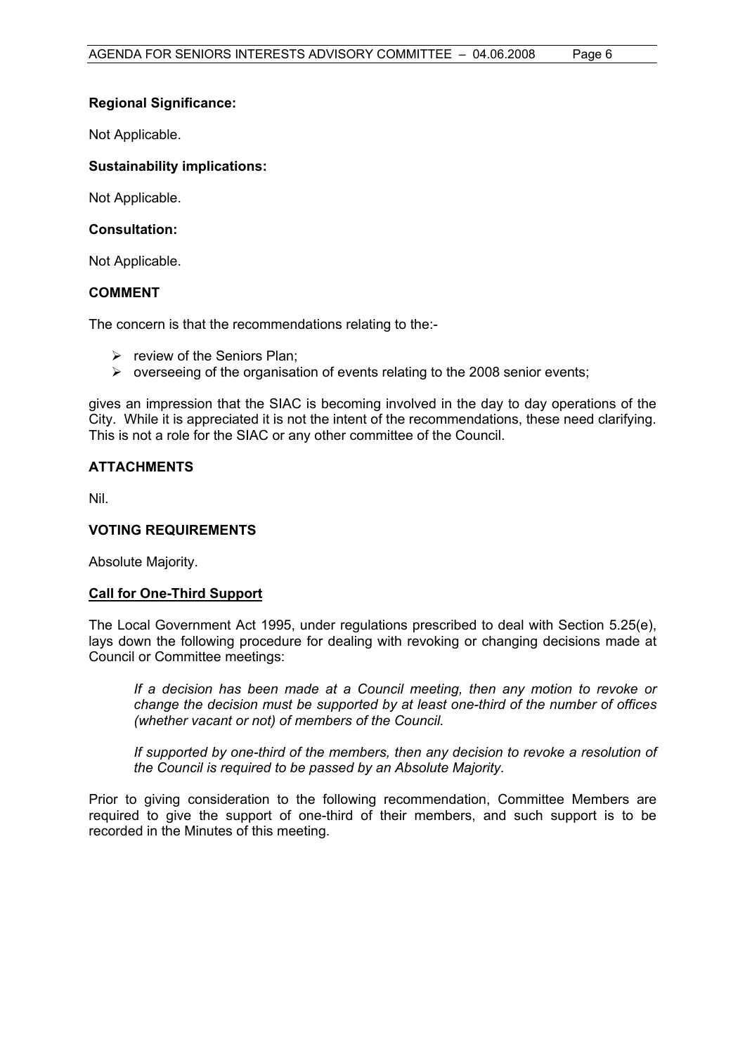**Regional Significance:**

Not Applicable.

**Sustainability implications:**

Not Applicable.

**Consultation:**

Not Applicable.

## COMMENT

The concern is that the recommendations relating to the:-

- review of the Seniors Plan;
- overseeing of the organisation of events relating to the 2008 senior events;

gives an impression that the SIAC is becoming involved in the day to day operations of the City. While it is appreciated it is not the intent of the recommendations, these need clarifying. This is not a role for the SIAC or any other committee of the Council.

## ATTACHMENTS

Nil.

## VOTING REQUIREMENTS

Absolute Majority.

**Call for One-Third Support**

The Local Government Act 1995, under regulations prescribed to deal with Section 5.25(e), lays down the following procedure for dealing with revoking or changing decisions made at Council or Committee meetings:

> *If a decision has been made at a Council meeting, then any motion to revoke or change the decision must be supported by at least one-third of the number of offices (whether vacant or not) of members of the Council.*
>
> *If supported by one-third of the members, then any decision to revoke a resolution of the Council is required to be passed by an Absolute Majority.*

Prior to giving consideration to the following recommendation, Committee Members are required to give the support of one-third of their members, and such support is to be recorded in the Minutes of this meeting.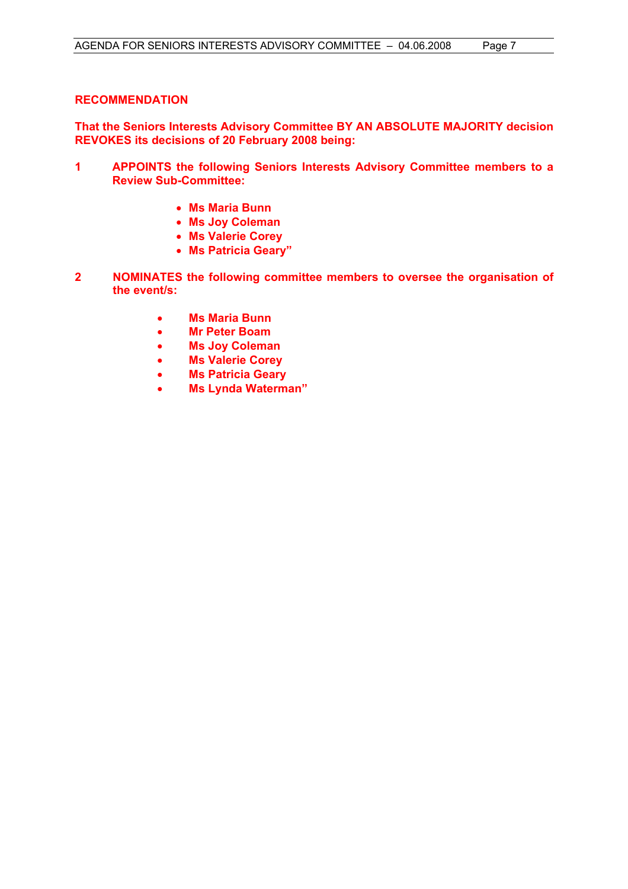**RECOMMENDATION**

**That the Seniors Interests Advisory Committee BY AN ABSOLUTE MAJORITY decision REVOKES its decisions of 20 February 2008 being:**

**1 APPOINTS the following Seniors Interests Advisory Committee members to a Review Sub-Committee:**

- **Ms Maria Bunn**
- **Ms Joy Coleman**
- **Ms Valerie Corey**
- **Ms Patricia Geary"**

**2 NOMINATES the following committee members to oversee the organisation of the event/s:**

- **Ms Maria Bunn**
- **Mr Peter Boam**
- **Ms Joy Coleman**
- **Ms Valerie Corey**
- **Ms Patricia Geary**
- **Ms Lynda Waterman"**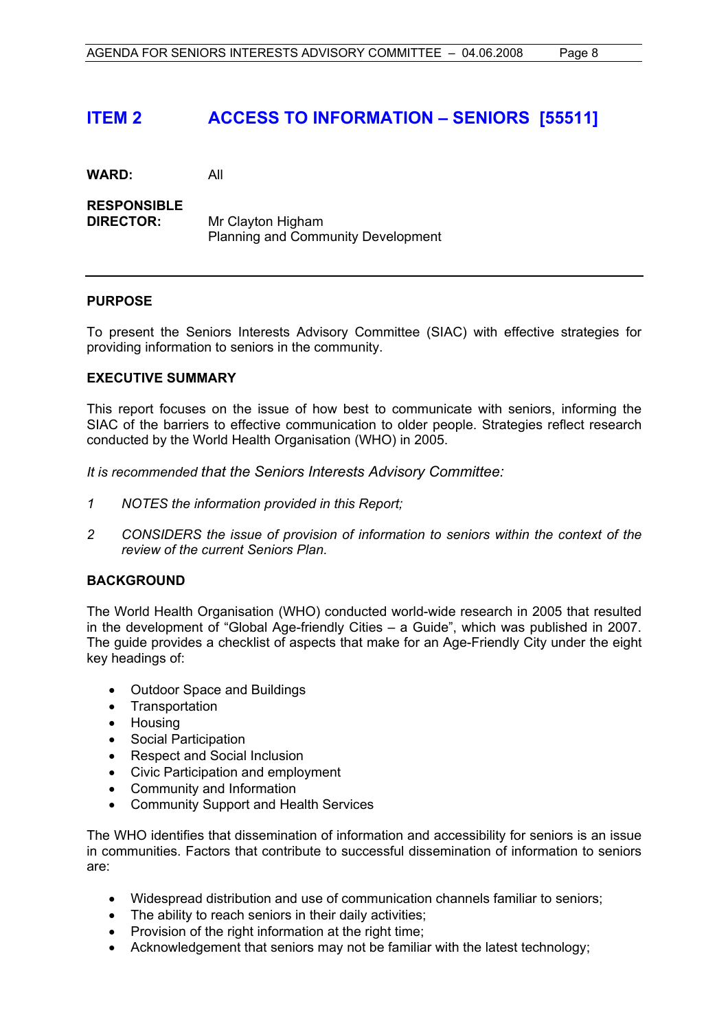# ITEM 2 ACCESS TO INFORMATION – SENIORS [55511]

**WARD:** All

**RESPONSIBLE DIRECTOR:** Mr Clayton Higham
Planning and Community Development

---

## PURPOSE

To present the Seniors Interests Advisory Committee (SIAC) with effective strategies for providing information to seniors in the community.

## EXECUTIVE SUMMARY

This report focuses on the issue of how best to communicate with seniors, informing the SIAC of the barriers to effective communication to older people. Strategies reflect research conducted by the World Health Organisation (WHO) in 2005.

*It is recommended that the Seniors Interests Advisory Committee:*

*1 NOTES the information provided in this Report;*

*2 CONSIDERS the issue of provision of information to seniors within the context of the review of the current Seniors Plan.*

## BACKGROUND

The World Health Organisation (WHO) conducted world-wide research in 2005 that resulted in the development of "Global Age-friendly Cities – a Guide", which was published in 2007. The guide provides a checklist of aspects that make for an Age-Friendly City under the eight key headings of:

- Outdoor Space and Buildings
- Transportation
- Housing
- Social Participation
- Respect and Social Inclusion
- Civic Participation and employment
- Community and Information
- Community Support and Health Services

The WHO identifies that dissemination of information and accessibility for seniors is an issue in communities. Factors that contribute to successful dissemination of information to seniors are:

- Widespread distribution and use of communication channels familiar to seniors;
- The ability to reach seniors in their daily activities;
- Provision of the right information at the right time;
- Acknowledgement that seniors may not be familiar with the latest technology;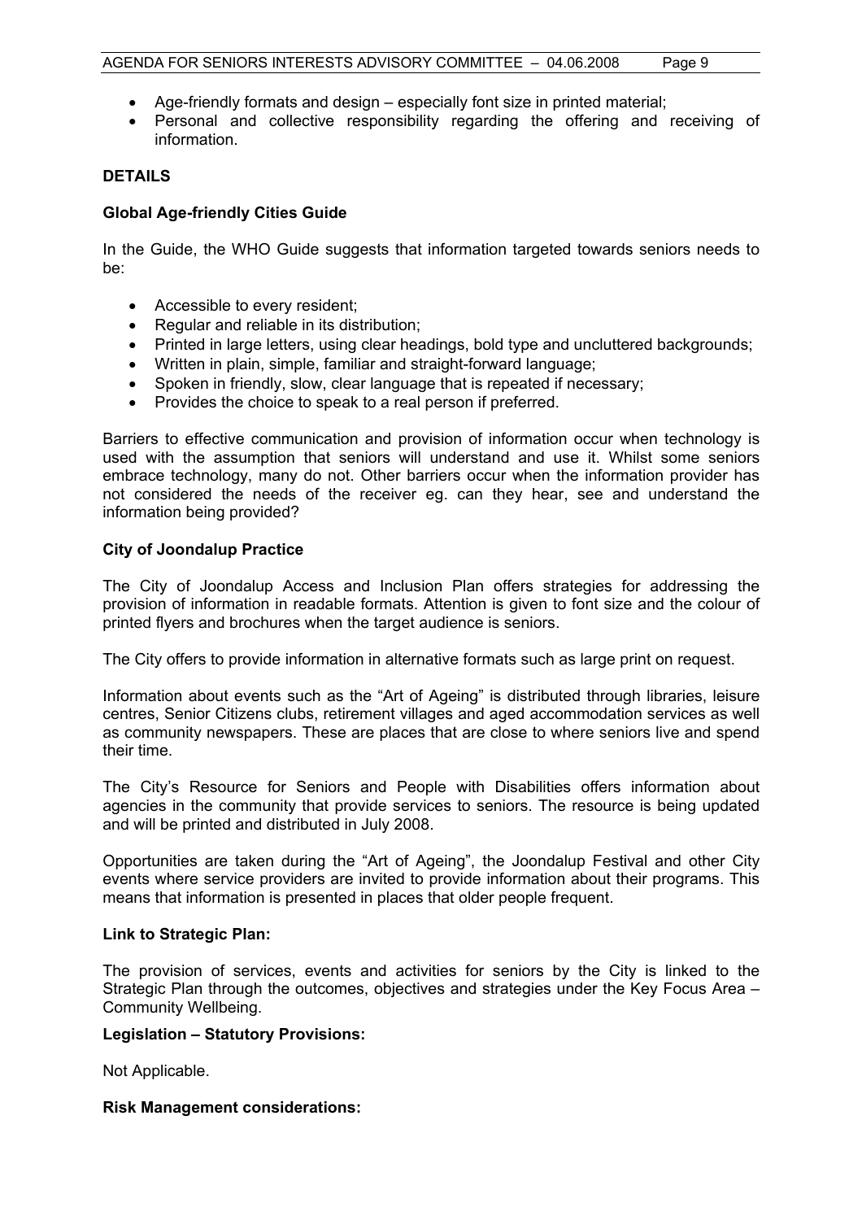- Age-friendly formats and design – especially font size in printed material;
- Personal and collective responsibility regarding the offering and receiving of information.

**DETAILS**

**Global Age-friendly Cities Guide**

In the Guide, the WHO Guide suggests that information targeted towards seniors needs to be:

- Accessible to every resident;
- Regular and reliable in its distribution;
- Printed in large letters, using clear headings, bold type and uncluttered backgrounds;
- Written in plain, simple, familiar and straight-forward language;
- Spoken in friendly, slow, clear language that is repeated if necessary;
- Provides the choice to speak to a real person if preferred.

Barriers to effective communication and provision of information occur when technology is used with the assumption that seniors will understand and use it. Whilst some seniors embrace technology, many do not. Other barriers occur when the information provider has not considered the needs of the receiver eg. can they hear, see and understand the information being provided?

**City of Joondalup Practice**

The City of Joondalup Access and Inclusion Plan offers strategies for addressing the provision of information in readable formats. Attention is given to font size and the colour of printed flyers and brochures when the target audience is seniors.

The City offers to provide information in alternative formats such as large print on request.

Information about events such as the "Art of Ageing" is distributed through libraries, leisure centres, Senior Citizens clubs, retirement villages and aged accommodation services as well as community newspapers. These are places that are close to where seniors live and spend their time.

The City's Resource for Seniors and People with Disabilities offers information about agencies in the community that provide services to seniors. The resource is being updated and will be printed and distributed in July 2008.

Opportunities are taken during the "Art of Ageing", the Joondalup Festival and other City events where service providers are invited to provide information about their programs. This means that information is presented in places that older people frequent.

**Link to Strategic Plan:**

The provision of services, events and activities for seniors by the City is linked to the Strategic Plan through the outcomes, objectives and strategies under the Key Focus Area – Community Wellbeing.

**Legislation – Statutory Provisions:**

Not Applicable.

**Risk Management considerations:**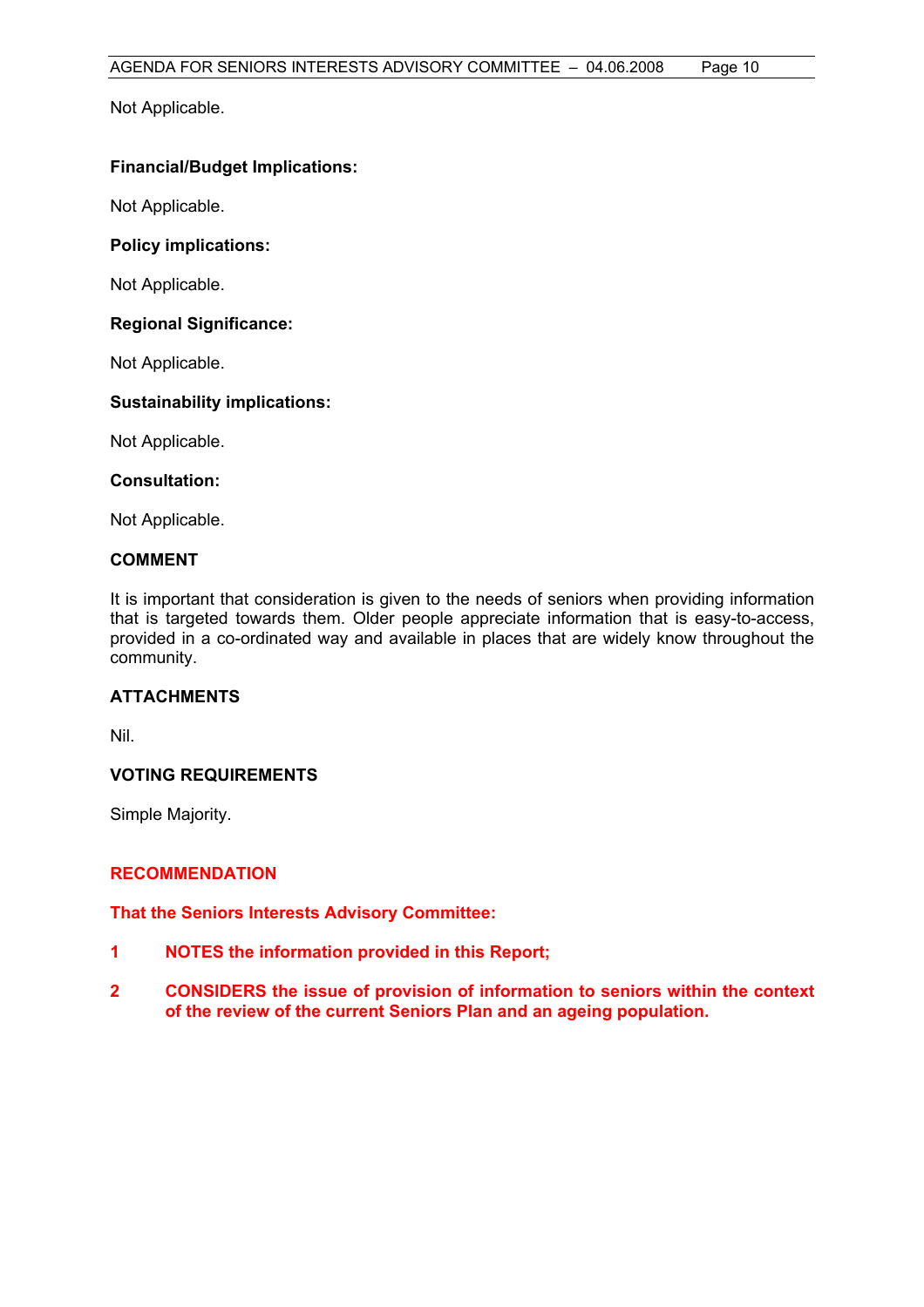Not Applicable.

**Financial/Budget Implications:**

Not Applicable.

**Policy implications:**

Not Applicable.

**Regional Significance:**

Not Applicable.

**Sustainability implications:**

Not Applicable.

**Consultation:**

Not Applicable.

## COMMENT

It is important that consideration is given to the needs of seniors when providing information that is targeted towards them. Older people appreciate information that is easy-to-access, provided in a co-ordinated way and available in places that are widely know throughout the community.

## ATTACHMENTS

Nil.

## VOTING REQUIREMENTS

Simple Majority.

## RECOMMENDATION

**That the Seniors Interests Advisory Committee:**

**1 NOTES the information provided in this Report;**

**2 CONSIDERS the issue of provision of information to seniors within the context of the review of the current Seniors Plan and an ageing population.**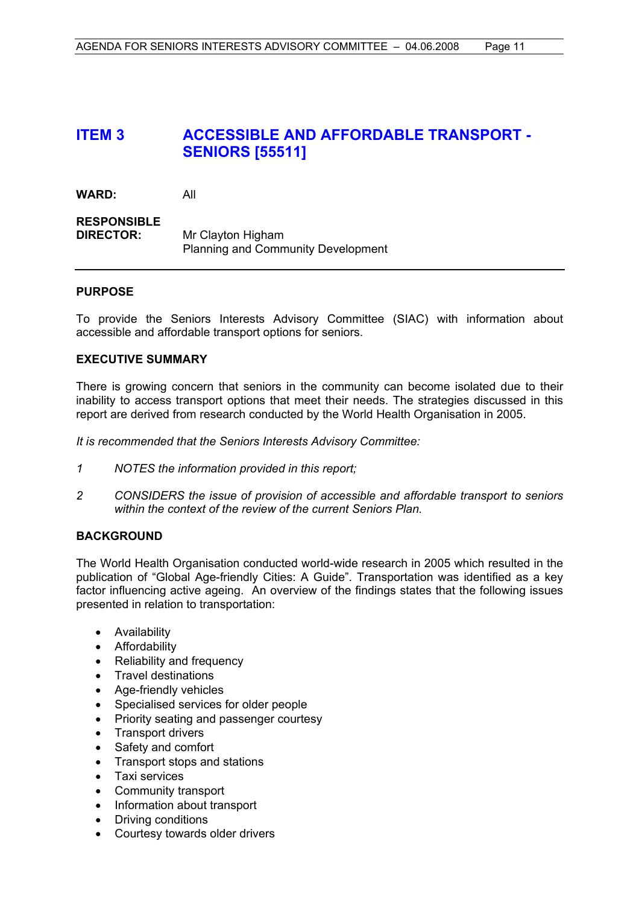## ITEM 3 ACCESSIBLE AND AFFORDABLE TRANSPORT - SENIORS [55511]

**WARD:** All

**RESPONSIBLE DIRECTOR:** Mr Clayton Higham
Planning and Community Development

---

**PURPOSE**

To provide the Seniors Interests Advisory Committee (SIAC) with information about accessible and affordable transport options for seniors.

**EXECUTIVE SUMMARY**

There is growing concern that seniors in the community can become isolated due to their inability to access transport options that meet their needs. The strategies discussed in this report are derived from research conducted by the World Health Organisation in 2005.

*It is recommended that the Seniors Interests Advisory Committee:*

*1 NOTES the information provided in this report;*

*2 CONSIDERS the issue of provision of accessible and affordable transport to seniors within the context of the review of the current Seniors Plan.*

**BACKGROUND**

The World Health Organisation conducted world-wide research in 2005 which resulted in the publication of "Global Age-friendly Cities: A Guide". Transportation was identified as a key factor influencing active ageing. An overview of the findings states that the following issues presented in relation to transportation:

- Availability
- Affordability
- Reliability and frequency
- Travel destinations
- Age-friendly vehicles
- Specialised services for older people
- Priority seating and passenger courtesy
- Transport drivers
- Safety and comfort
- Transport stops and stations
- Taxi services
- Community transport
- Information about transport
- Driving conditions
- Courtesy towards older drivers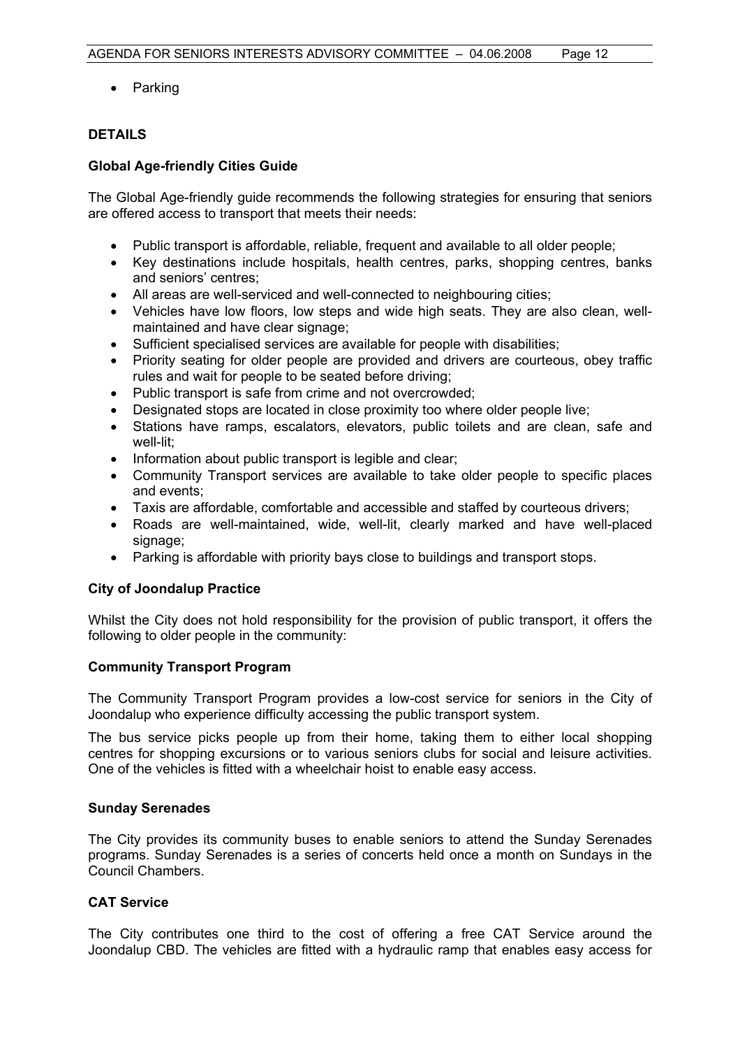- Parking

**DETAILS**

**Global Age-friendly Cities Guide**

The Global Age-friendly guide recommends the following strategies for ensuring that seniors are offered access to transport that meets their needs:

- Public transport is affordable, reliable, frequent and available to all older people;
- Key destinations include hospitals, health centres, parks, shopping centres, banks and seniors' centres;
- All areas are well-serviced and well-connected to neighbouring cities;
- Vehicles have low floors, low steps and wide high seats. They are also clean, well-maintained and have clear signage;
- Sufficient specialised services are available for people with disabilities;
- Priority seating for older people are provided and drivers are courteous, obey traffic rules and wait for people to be seated before driving;
- Public transport is safe from crime and not overcrowded;
- Designated stops are located in close proximity too where older people live;
- Stations have ramps, escalators, elevators, public toilets and are clean, safe and well-lit;
- Information about public transport is legible and clear;
- Community Transport services are available to take older people to specific places and events;
- Taxis are affordable, comfortable and accessible and staffed by courteous drivers;
- Roads are well-maintained, wide, well-lit, clearly marked and have well-placed signage;
- Parking is affordable with priority bays close to buildings and transport stops.

**City of Joondalup Practice**

Whilst the City does not hold responsibility for the provision of public transport, it offers the following to older people in the community:

**Community Transport Program**

The Community Transport Program provides a low-cost service for seniors in the City of Joondalup who experience difficulty accessing the public transport system.

The bus service picks people up from their home, taking them to either local shopping centres for shopping excursions or to various seniors clubs for social and leisure activities. One of the vehicles is fitted with a wheelchair hoist to enable easy access.

**Sunday Serenades**

The City provides its community buses to enable seniors to attend the Sunday Serenades programs. Sunday Serenades is a series of concerts held once a month on Sundays in the Council Chambers.

**CAT Service**

The City contributes one third to the cost of offering a free CAT Service around the Joondalup CBD. The vehicles are fitted with a hydraulic ramp that enables easy access for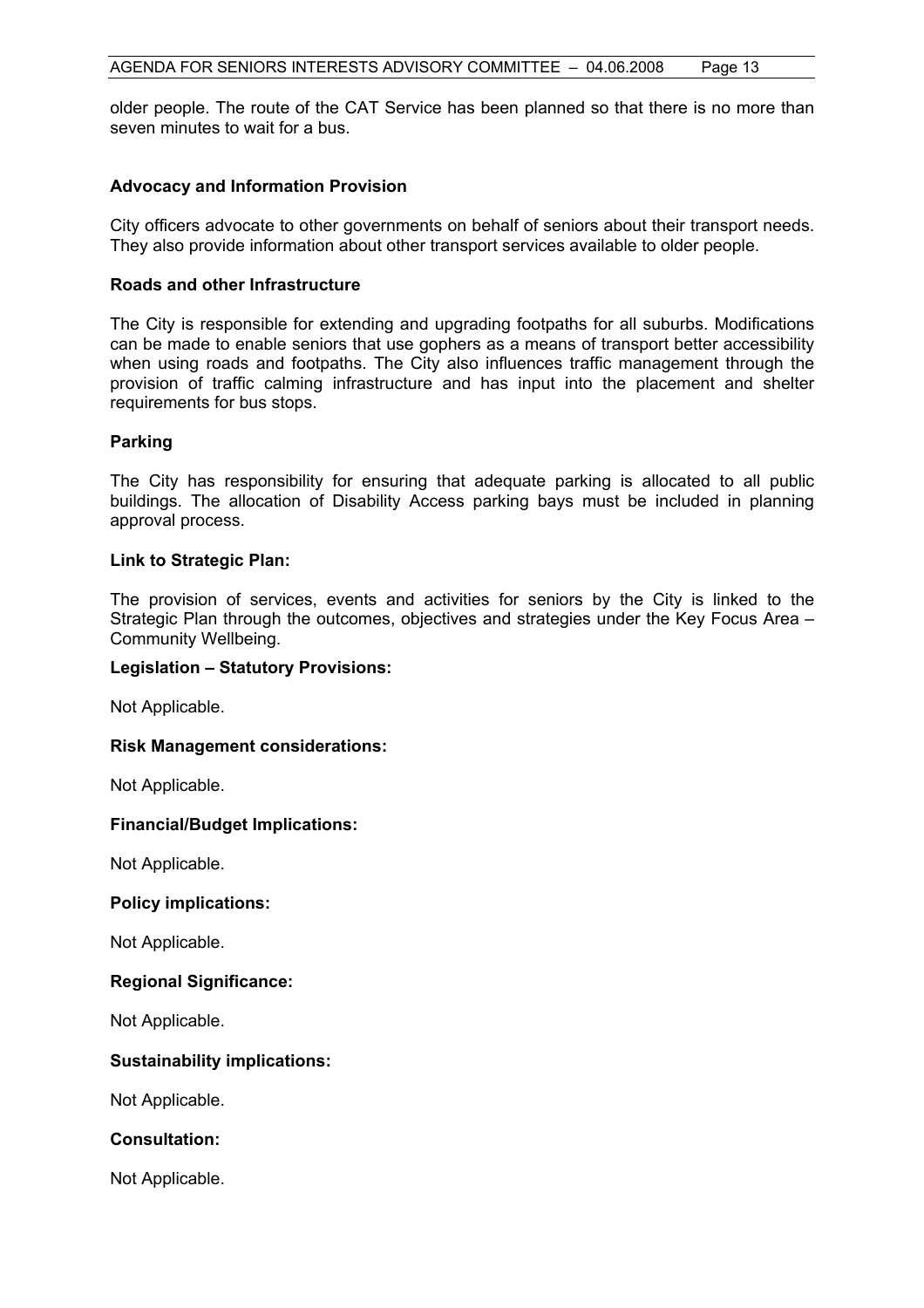older people. The route of the CAT Service has been planned so that there is no more than seven minutes to wait for a bus.

**Advocacy and Information Provision**

City officers advocate to other governments on behalf of seniors about their transport needs. They also provide information about other transport services available to older people.

**Roads and other Infrastructure**

The City is responsible for extending and upgrading footpaths for all suburbs. Modifications can be made to enable seniors that use gophers as a means of transport better accessibility when using roads and footpaths. The City also influences traffic management through the provision of traffic calming infrastructure and has input into the placement and shelter requirements for bus stops.

**Parking**

The City has responsibility for ensuring that adequate parking is allocated to all public buildings. The allocation of Disability Access parking bays must be included in planning approval process.

**Link to Strategic Plan:**

The provision of services, events and activities for seniors by the City is linked to the Strategic Plan through the outcomes, objectives and strategies under the Key Focus Area – Community Wellbeing.

**Legislation – Statutory Provisions:**

Not Applicable.

**Risk Management considerations:**

Not Applicable.

**Financial/Budget Implications:**

Not Applicable.

**Policy implications:**

Not Applicable.

**Regional Significance:**

Not Applicable.

**Sustainability implications:**

Not Applicable.

**Consultation:**

Not Applicable.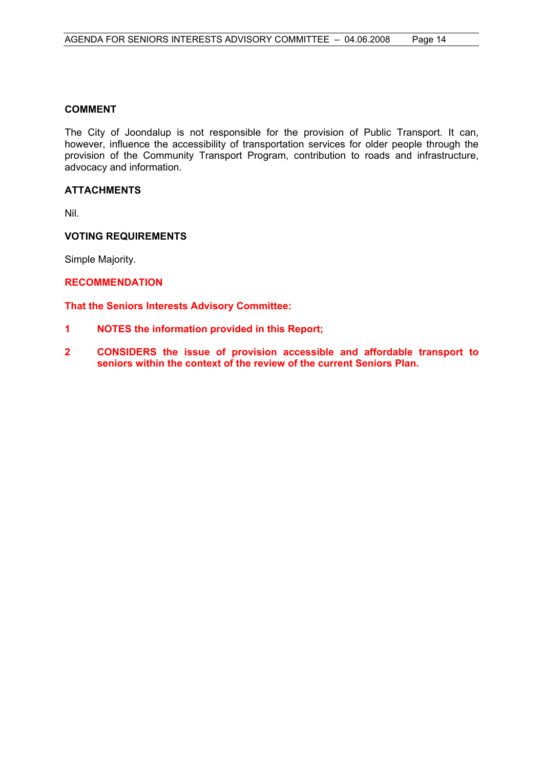**COMMENT**

The City of Joondalup is not responsible for the provision of Public Transport. It can, however, influence the accessibility of transportation services for older people through the provision of the Community Transport Program, contribution to roads and infrastructure, advocacy and information.

**ATTACHMENTS**

Nil.

**VOTING REQUIREMENTS**

Simple Majority.

**RECOMMENDATION**

**That the Seniors Interests Advisory Committee:**

**1 NOTES the information provided in this Report;**

**2 CONSIDERS the issue of provision accessible and affordable transport to seniors within the context of the review of the current Seniors Plan.**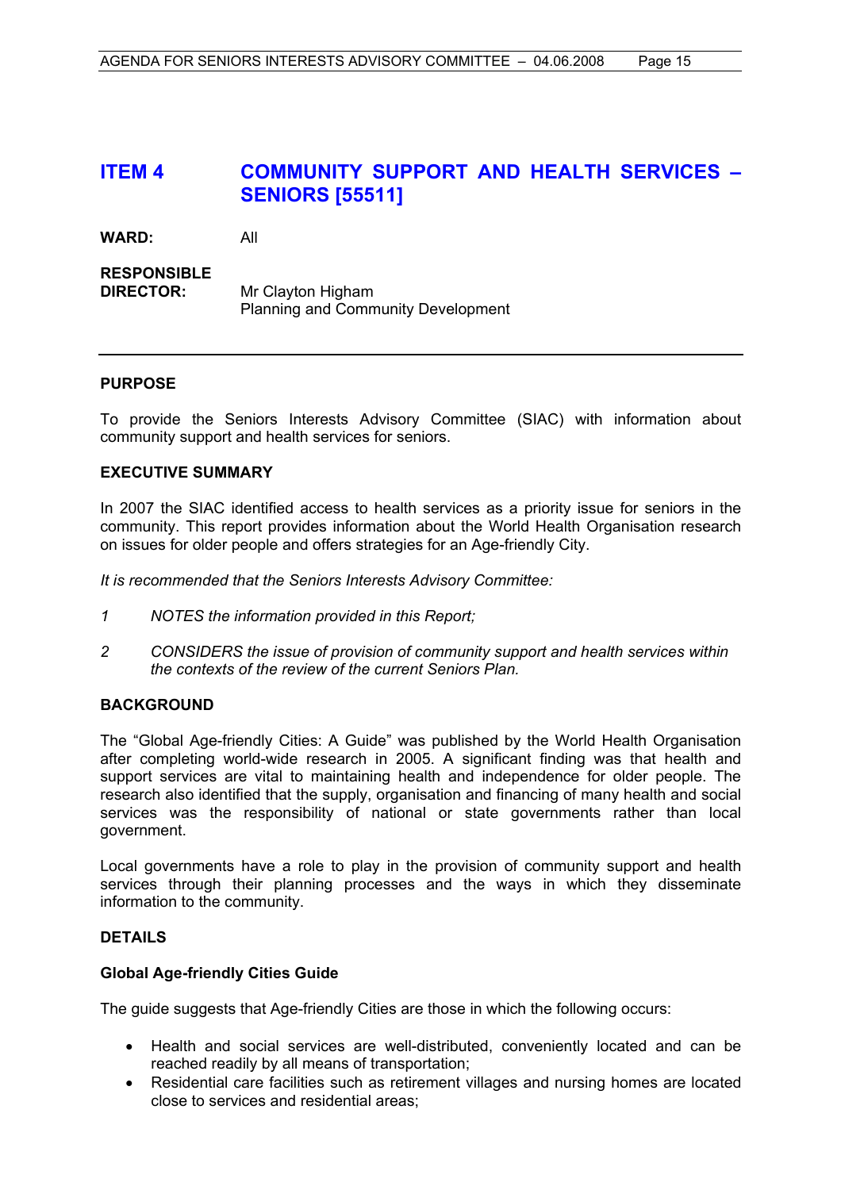## ITEM 4 COMMUNITY SUPPORT AND HEALTH SERVICES – SENIORS [55511]

**WARD:** All

**RESPONSIBLE DIRECTOR:** Mr Clayton Higham
Planning and Community Development

---

### PURPOSE

To provide the Seniors Interests Advisory Committee (SIAC) with information about community support and health services for seniors.

### EXECUTIVE SUMMARY

In 2007 the SIAC identified access to health services as a priority issue for seniors in the community. This report provides information about the World Health Organisation research on issues for older people and offers strategies for an Age-friendly City.

*It is recommended that the Seniors Interests Advisory Committee:*

*1 NOTES the information provided in this Report;*

*2 CONSIDERS the issue of provision of community support and health services within the contexts of the review of the current Seniors Plan.*

### BACKGROUND

The "Global Age-friendly Cities: A Guide" was published by the World Health Organisation after completing world-wide research in 2005. A significant finding was that health and support services are vital to maintaining health and independence for older people. The research also identified that the supply, organisation and financing of many health and social services was the responsibility of national or state governments rather than local government.

Local governments have a role to play in the provision of community support and health services through their planning processes and the ways in which they disseminate information to the community.

### DETAILS

**Global Age-friendly Cities Guide**

The guide suggests that Age-friendly Cities are those in which the following occurs:

- Health and social services are well-distributed, conveniently located and can be reached readily by all means of transportation;
- Residential care facilities such as retirement villages and nursing homes are located close to services and residential areas;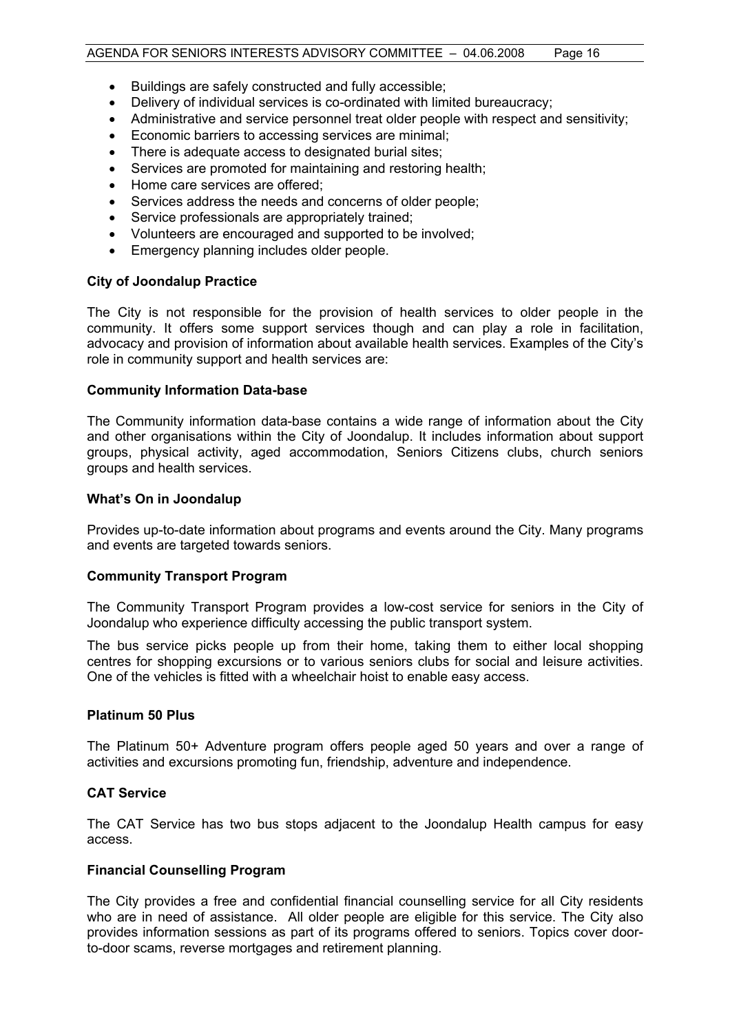- Buildings are safely constructed and fully accessible;
- Delivery of individual services is co-ordinated with limited bureaucracy;
- Administrative and service personnel treat older people with respect and sensitivity;
- Economic barriers to accessing services are minimal;
- There is adequate access to designated burial sites;
- Services are promoted for maintaining and restoring health;
- Home care services are offered;
- Services address the needs and concerns of older people;
- Service professionals are appropriately trained;
- Volunteers are encouraged and supported to be involved;
- Emergency planning includes older people.

**City of Joondalup Practice**

The City is not responsible for the provision of health services to older people in the community. It offers some support services though and can play a role in facilitation, advocacy and provision of information about available health services. Examples of the City's role in community support and health services are:

**Community Information Data-base**

The Community information data-base contains a wide range of information about the City and other organisations within the City of Joondalup. It includes information about support groups, physical activity, aged accommodation, Seniors Citizens clubs, church seniors groups and health services.

**What's On in Joondalup**

Provides up-to-date information about programs and events around the City. Many programs and events are targeted towards seniors.

**Community Transport Program**

The Community Transport Program provides a low-cost service for seniors in the City of Joondalup who experience difficulty accessing the public transport system.

The bus service picks people up from their home, taking them to either local shopping centres for shopping excursions or to various seniors clubs for social and leisure activities. One of the vehicles is fitted with a wheelchair hoist to enable easy access.

**Platinum 50 Plus**

The Platinum 50+ Adventure program offers people aged 50 years and over a range of activities and excursions promoting fun, friendship, adventure and independence.

**CAT Service**

The CAT Service has two bus stops adjacent to the Joondalup Health campus for easy access.

**Financial Counselling Program**

The City provides a free and confidential financial counselling service for all City residents who are in need of assistance. All older people are eligible for this service. The City also provides information sessions as part of its programs offered to seniors. Topics cover door-to-door scams, reverse mortgages and retirement planning.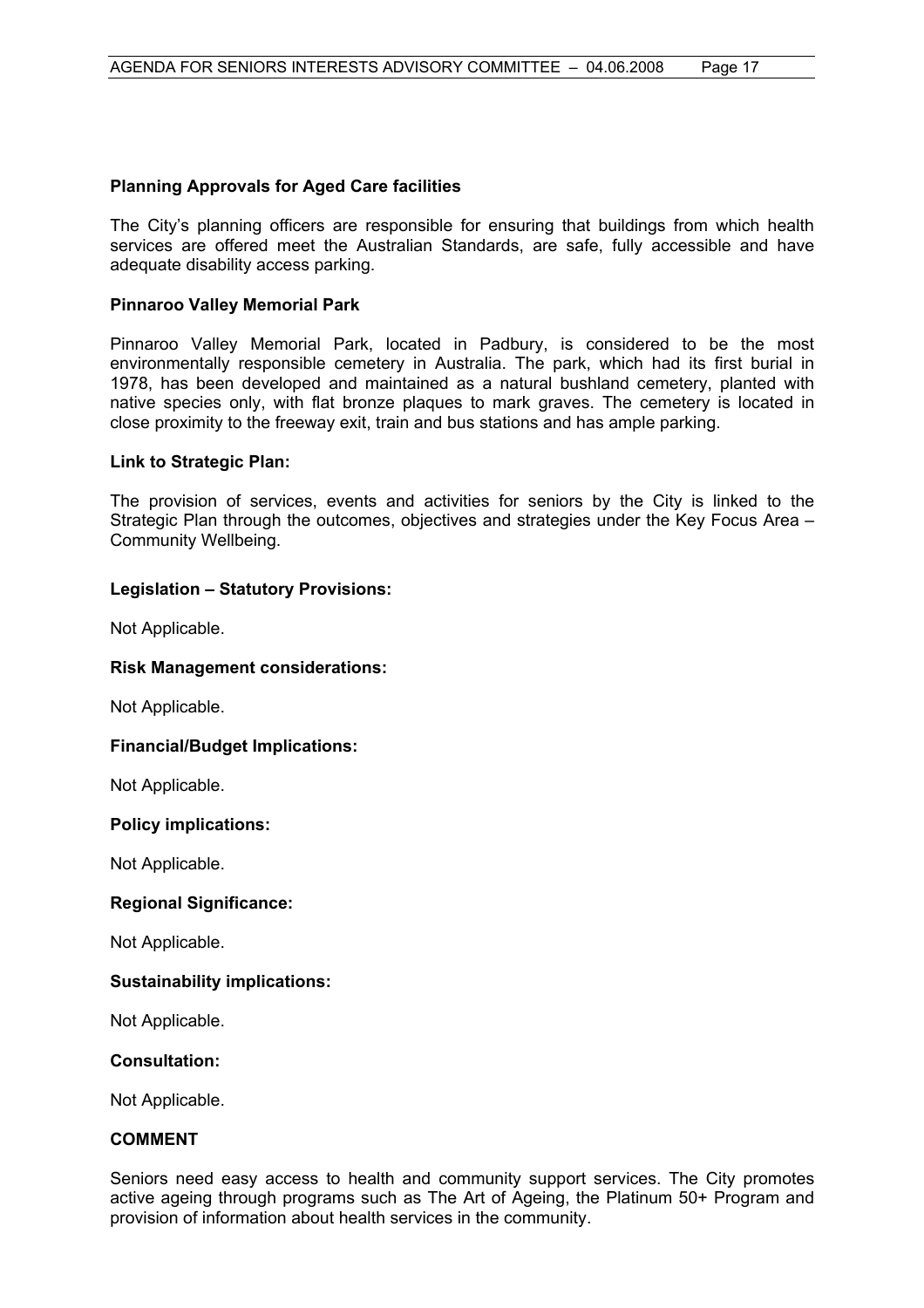**Planning Approvals for Aged Care facilities**

The City's planning officers are responsible for ensuring that buildings from which health services are offered meet the Australian Standards, are safe, fully accessible and have adequate disability access parking.

**Pinnaroo Valley Memorial Park**

Pinnaroo Valley Memorial Park, located in Padbury, is considered to be the most environmentally responsible cemetery in Australia. The park, which had its first burial in 1978, has been developed and maintained as a natural bushland cemetery, planted with native species only, with flat bronze plaques to mark graves. The cemetery is located in close proximity to the freeway exit, train and bus stations and has ample parking.

**Link to Strategic Plan:**

The provision of services, events and activities for seniors by the City is linked to the Strategic Plan through the outcomes, objectives and strategies under the Key Focus Area – Community Wellbeing.

**Legislation – Statutory Provisions:**

Not Applicable.

**Risk Management considerations:**

Not Applicable.

**Financial/Budget Implications:**

Not Applicable.

**Policy implications:**

Not Applicable.

**Regional Significance:**

Not Applicable.

**Sustainability implications:**

Not Applicable.

**Consultation:**

Not Applicable.

**COMMENT**

Seniors need easy access to health and community support services. The City promotes active ageing through programs such as The Art of Ageing, the Platinum 50+ Program and provision of information about health services in the community.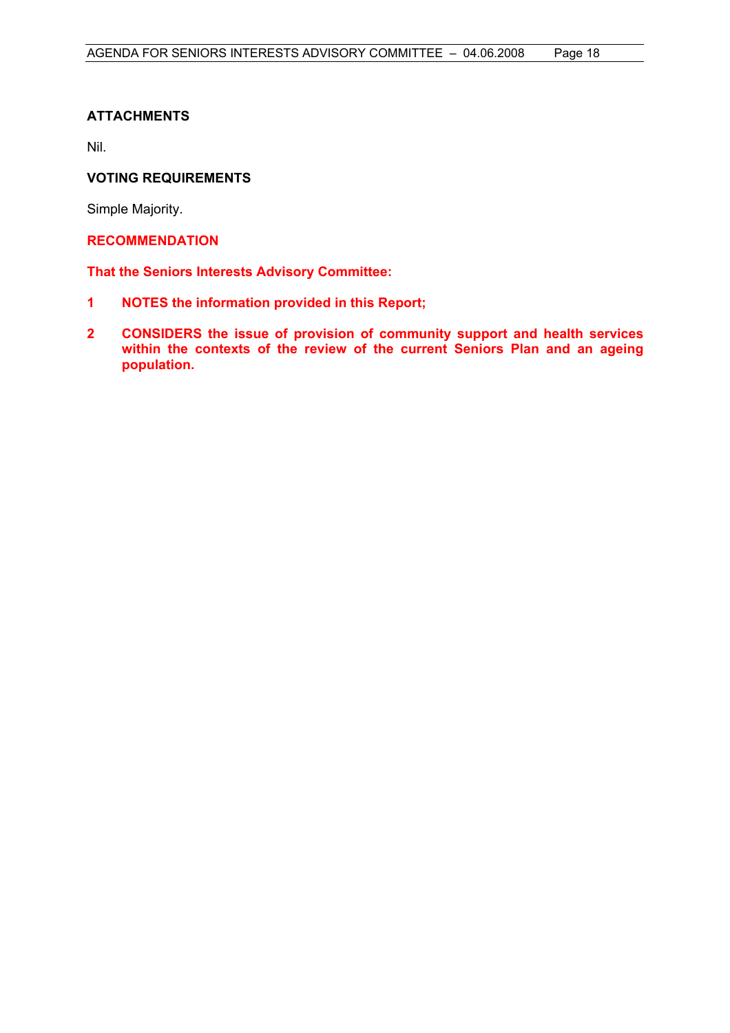**ATTACHMENTS**

Nil.

**VOTING REQUIREMENTS**

Simple Majority.

**RECOMMENDATION**

**That the Seniors Interests Advisory Committee:**

1. **NOTES the information provided in this Report;**

2. **CONSIDERS the issue of provision of community support and health services within the contexts of the review of the current Seniors Plan and an ageing population.**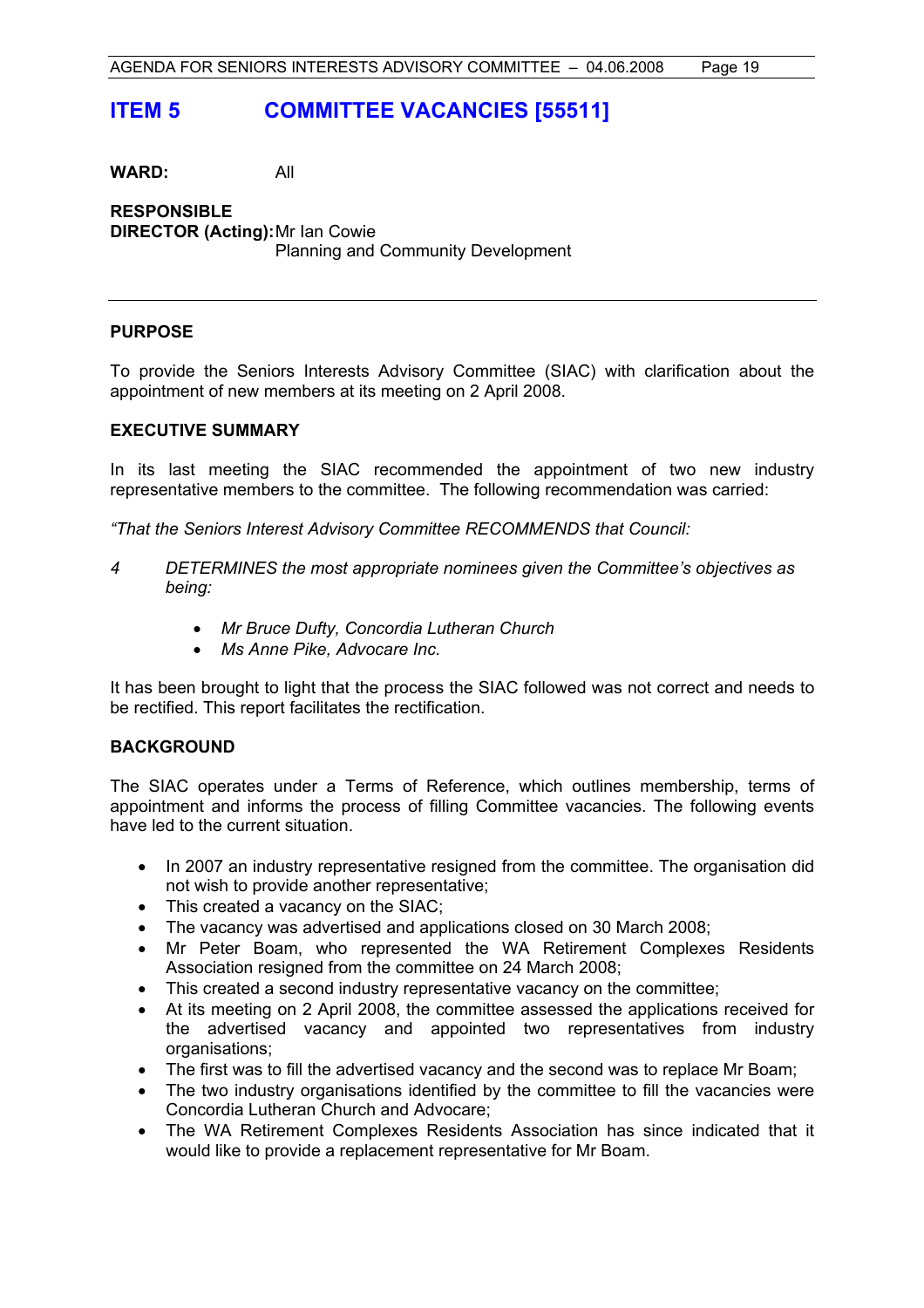# ITEM 5 COMMITTEE VACANCIES [55511]

**WARD:** All

**RESPONSIBLE DIRECTOR (Acting):** Mr Ian Cowie
Planning and Community Development

---

## PURPOSE

To provide the Seniors Interests Advisory Committee (SIAC) with clarification about the appointment of new members at its meeting on 2 April 2008.

## EXECUTIVE SUMMARY

In its last meeting the SIAC recommended the appointment of two new industry representative members to the committee. The following recommendation was carried:

*"That the Seniors Interest Advisory Committee RECOMMENDS that Council:*

*4 DETERMINES the most appropriate nominees given the Committee's objectives as being:*

- *Mr Bruce Dufty, Concordia Lutheran Church*
- *Ms Anne Pike, Advocare Inc.*

It has been brought to light that the process the SIAC followed was not correct and needs to be rectified. This report facilitates the rectification.

## BACKGROUND

The SIAC operates under a Terms of Reference, which outlines membership, terms of appointment and informs the process of filling Committee vacancies. The following events have led to the current situation.

- In 2007 an industry representative resigned from the committee. The organisation did not wish to provide another representative;
- This created a vacancy on the SIAC;
- The vacancy was advertised and applications closed on 30 March 2008;
- Mr Peter Boam, who represented the WA Retirement Complexes Residents Association resigned from the committee on 24 March 2008;
- This created a second industry representative vacancy on the committee;
- At its meeting on 2 April 2008, the committee assessed the applications received for the advertised vacancy and appointed two representatives from industry organisations;
- The first was to fill the advertised vacancy and the second was to replace Mr Boam;
- The two industry organisations identified by the committee to fill the vacancies were Concordia Lutheran Church and Advocare;
- The WA Retirement Complexes Residents Association has since indicated that it would like to provide a replacement representative for Mr Boam.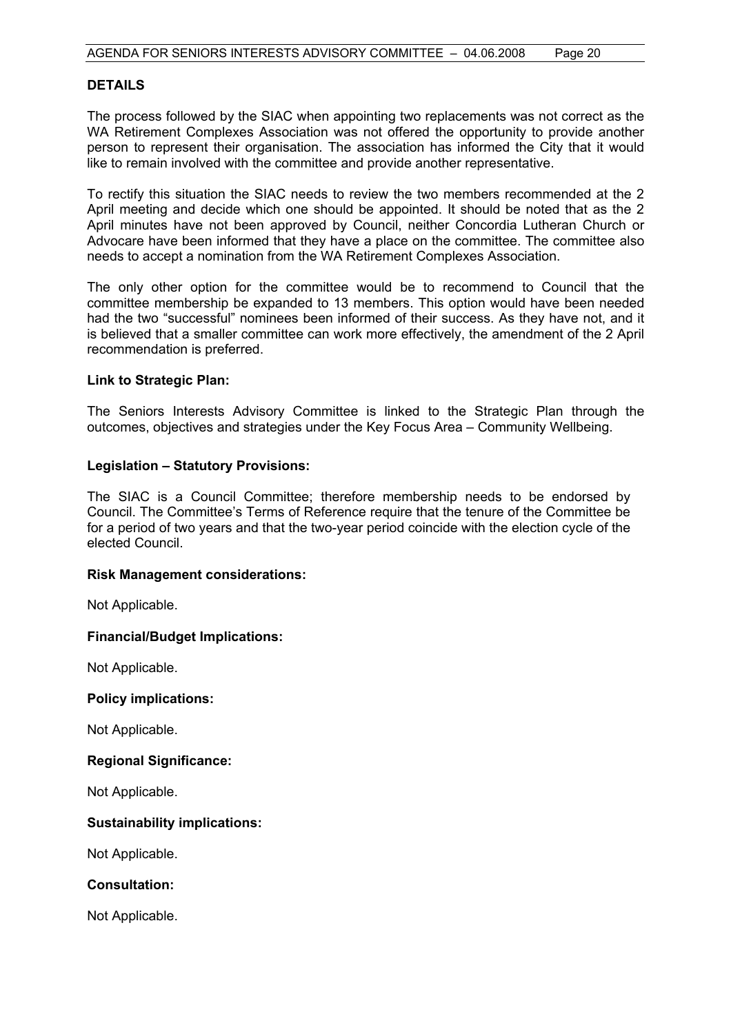## DETAILS

The process followed by the SIAC when appointing two replacements was not correct as the WA Retirement Complexes Association was not offered the opportunity to provide another person to represent their organisation. The association has informed the City that it would like to remain involved with the committee and provide another representative.

To rectify this situation the SIAC needs to review the two members recommended at the 2 April meeting and decide which one should be appointed. It should be noted that as the 2 April minutes have not been approved by Council, neither Concordia Lutheran Church or Advocare have been informed that they have a place on the committee. The committee also needs to accept a nomination from the WA Retirement Complexes Association.

The only other option for the committee would be to recommend to Council that the committee membership be expanded to 13 members. This option would have been needed had the two "successful" nominees been informed of their success. As they have not, and it is believed that a smaller committee can work more effectively, the amendment of the 2 April recommendation is preferred.

### Link to Strategic Plan:

The Seniors Interests Advisory Committee is linked to the Strategic Plan through the outcomes, objectives and strategies under the Key Focus Area – Community Wellbeing.

### Legislation – Statutory Provisions:

The SIAC is a Council Committee; therefore membership needs to be endorsed by Council. The Committee's Terms of Reference require that the tenure of the Committee be for a period of two years and that the two-year period coincide with the election cycle of the elected Council.

### Risk Management considerations:

Not Applicable.

### Financial/Budget Implications:

Not Applicable.

### Policy implications:

Not Applicable.

### Regional Significance:

Not Applicable.

### Sustainability implications:

Not Applicable.

### Consultation:

Not Applicable.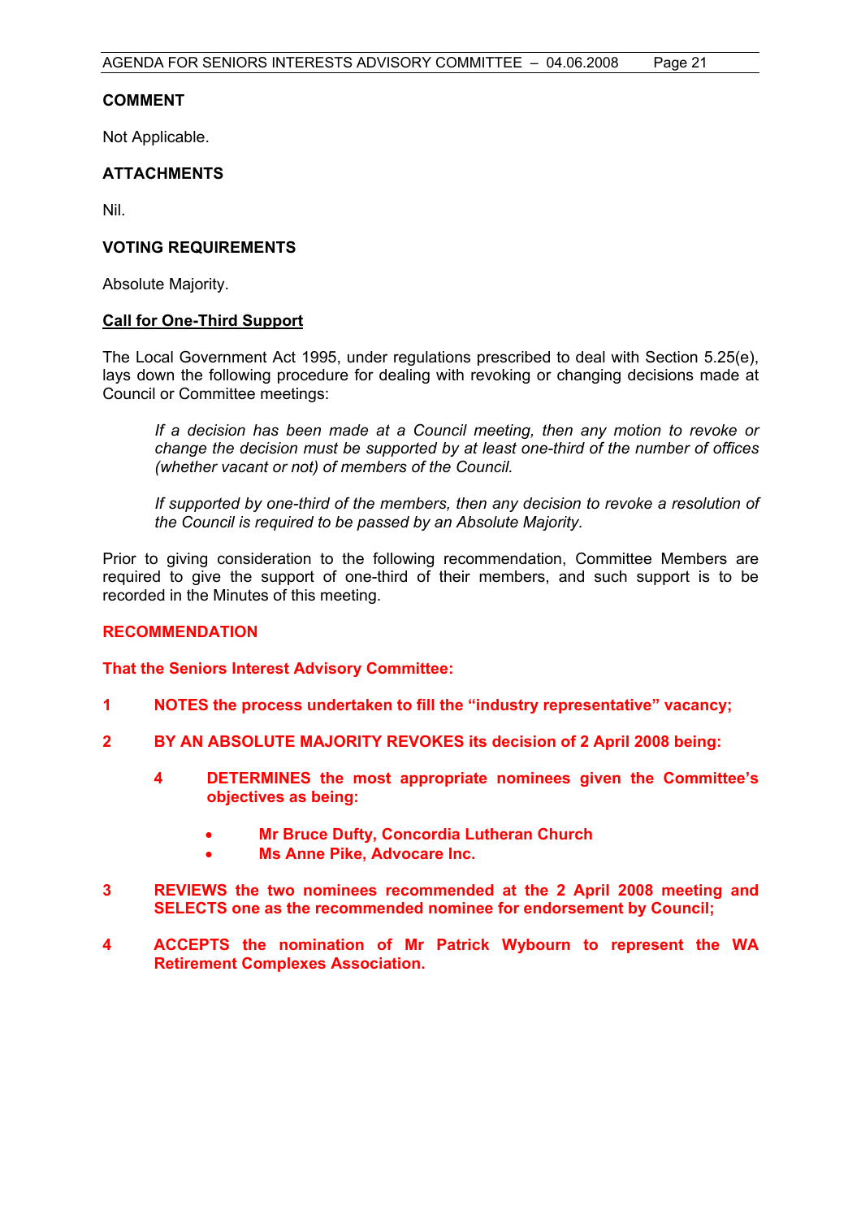## COMMENT

Not Applicable.

## ATTACHMENTS

Nil.

## VOTING REQUIREMENTS

Absolute Majority.

### Call for One-Third Support

The Local Government Act 1995, under regulations prescribed to deal with Section 5.25(e), lays down the following procedure for dealing with revoking or changing decisions made at Council or Committee meetings:

> *If a decision has been made at a Council meeting, then any motion to revoke or change the decision must be supported by at least one-third of the number of offices (whether vacant or not) of members of the Council.*
>
> *If supported by one-third of the members, then any decision to revoke a resolution of the Council is required to be passed by an Absolute Majority.*

Prior to giving consideration to the following recommendation, Committee Members are required to give the support of one-third of their members, and such support is to be recorded in the Minutes of this meeting.

## RECOMMENDATION

**That the Seniors Interest Advisory Committee:**

**1 NOTES the process undertaken to fill the "industry representative" vacancy;**

**2 BY AN ABSOLUTE MAJORITY REVOKES its decision of 2 April 2008 being:**

> **4 DETERMINES the most appropriate nominees given the Committee's objectives as being:**
>
> - **Mr Bruce Dufty, Concordia Lutheran Church**
> - **Ms Anne Pike, Advocare Inc.**

**3 REVIEWS the two nominees recommended at the 2 April 2008 meeting and SELECTS one as the recommended nominee for endorsement by Council;**

**4 ACCEPTS the nomination of Mr Patrick Wybourn to represent the WA Retirement Complexes Association.**